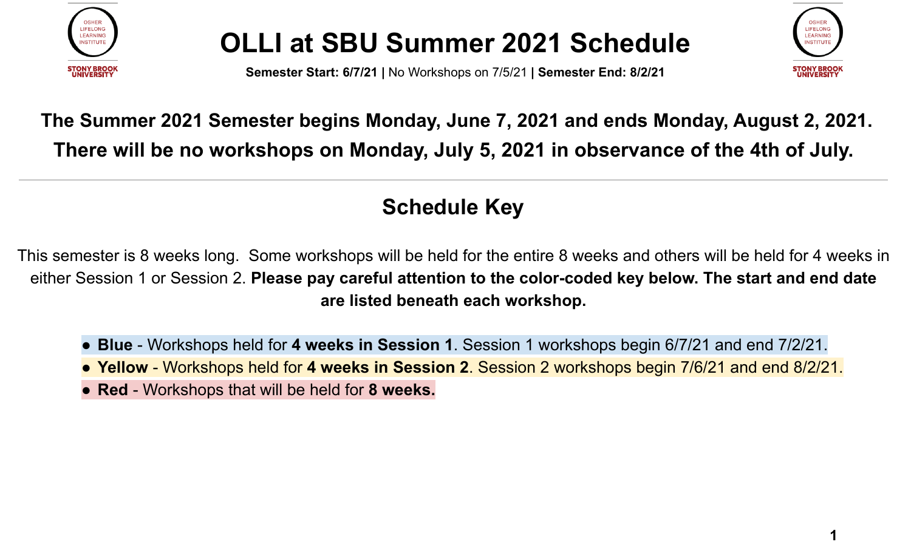# OLLI at SBU Summer 2021 Schedule

**Semester Start: 6/7/21 |** No Workshops on 7/5/21 **| Semester End: 8/2/21**

**The Summer 2021 Semester begins Monday, June 7, 2021 and ends Monday, August 2, 2021. There will be no workshops on Monday, July 5, 2021 in observance of the 4th of July.**

---

## Schedule Key

This semester is 8 weeks long. Some workshops will be held for the entire 8 weeks and others will be held for 4 weeks in either Session 1 or Session 2. **Please pay careful attention to the color-coded key below. The start and end date are listed beneath each workshop.**

- **Blue** - Workshops held for **4 weeks in Session 1**. Session 1 workshops begin 6/7/21 and end 7/2/21.
- **Yellow** - Workshops held for **4 weeks in Session 2**. Session 2 workshops begin 7/6/21 and end 8/2/21.
- **Red** - Workshops that will be held for **8 weeks.**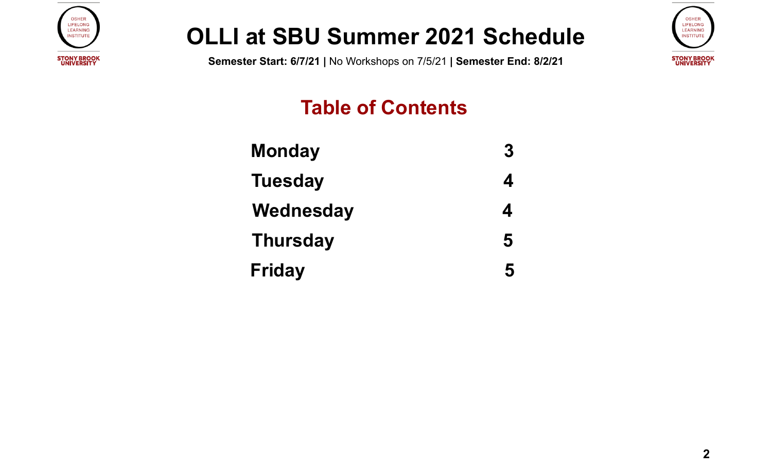# OLLI at SBU Summer 2021 Schedule

**Semester Start: 6/7/21 |** No Workshops on 7/5/21 **| Semester End: 8/2/21**

## Table of Contents

| | |
|---|---|
| **Monday** | **3** |
| **Tuesday** | **4** |
| **Wednesday** | **4** |
| **Thursday** | **5** |
| **Friday** | **5** |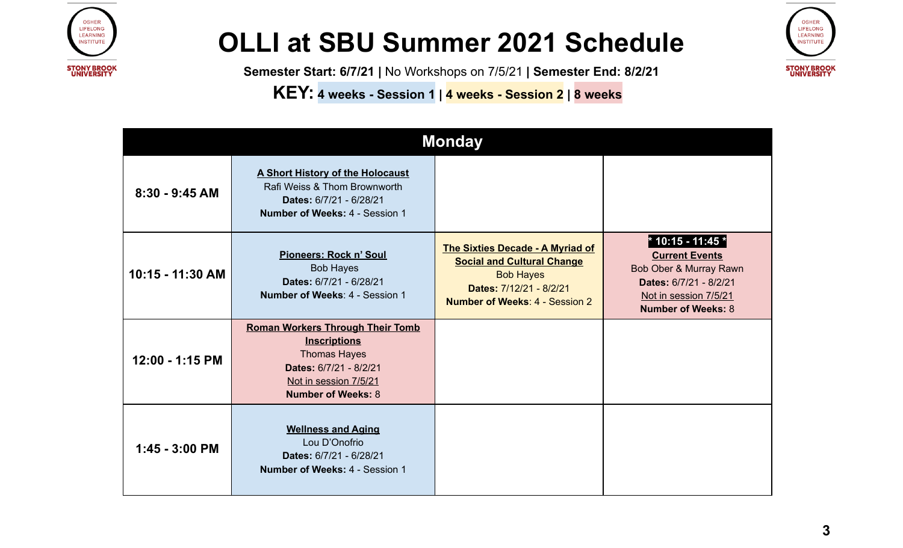# OLLI at SBU Summer 2021 Schedule

**Semester Start: 6/7/21 |** No Workshops on 7/5/21 **| Semester End: 8/2/21**

**KEY: 4 weeks - Session 1 | 4 weeks - Session 2 | 8 weeks**

| Monday | | | |
|---|---|---|---|
| **8:30 - 9:45 AM** | **A Short History of the Holocaust**<br>Rafi Weiss & Thom Brownworth<br>**Dates:** 6/7/21 - 6/28/21<br>**Number of Weeks:** 4 - Session 1 | | |
| **10:15 - 11:30 AM** | **Pioneers: Rock n' Soul**<br>Bob Hayes<br>**Dates:** 6/7/21 - 6/28/21<br>**Number of Weeks**: 4 - Session 1 | **The Sixties Decade - A Myriad of Social and Cultural Change**<br>Bob Hayes<br>**Dates:** 7/12/21 - 8/2/21<br>**Number of Weeks**: 4 - Session 2 | **\* 10:15 - 11:45 \***<br>**Current Events**<br>Bob Ober & Murray Rawn<br>**Dates:** 6/7/21 - 8/2/21<br>Not in session 7/5/21<br>**Number of Weeks:** 8 |
| **12:00 - 1:15 PM** | **Roman Workers Through Their Tomb Inscriptions**<br>Thomas Hayes<br>**Dates:** 6/7/21 - 8/2/21<br>Not in session 7/5/21<br>**Number of Weeks:** 8 | | |
| **1:45 - 3:00 PM** | **Wellness and Aging**<br>Lou D'Onofrio<br>**Dates:** 6/7/21 - 6/28/21<br>**Number of Weeks:** 4 - Session 1 | | |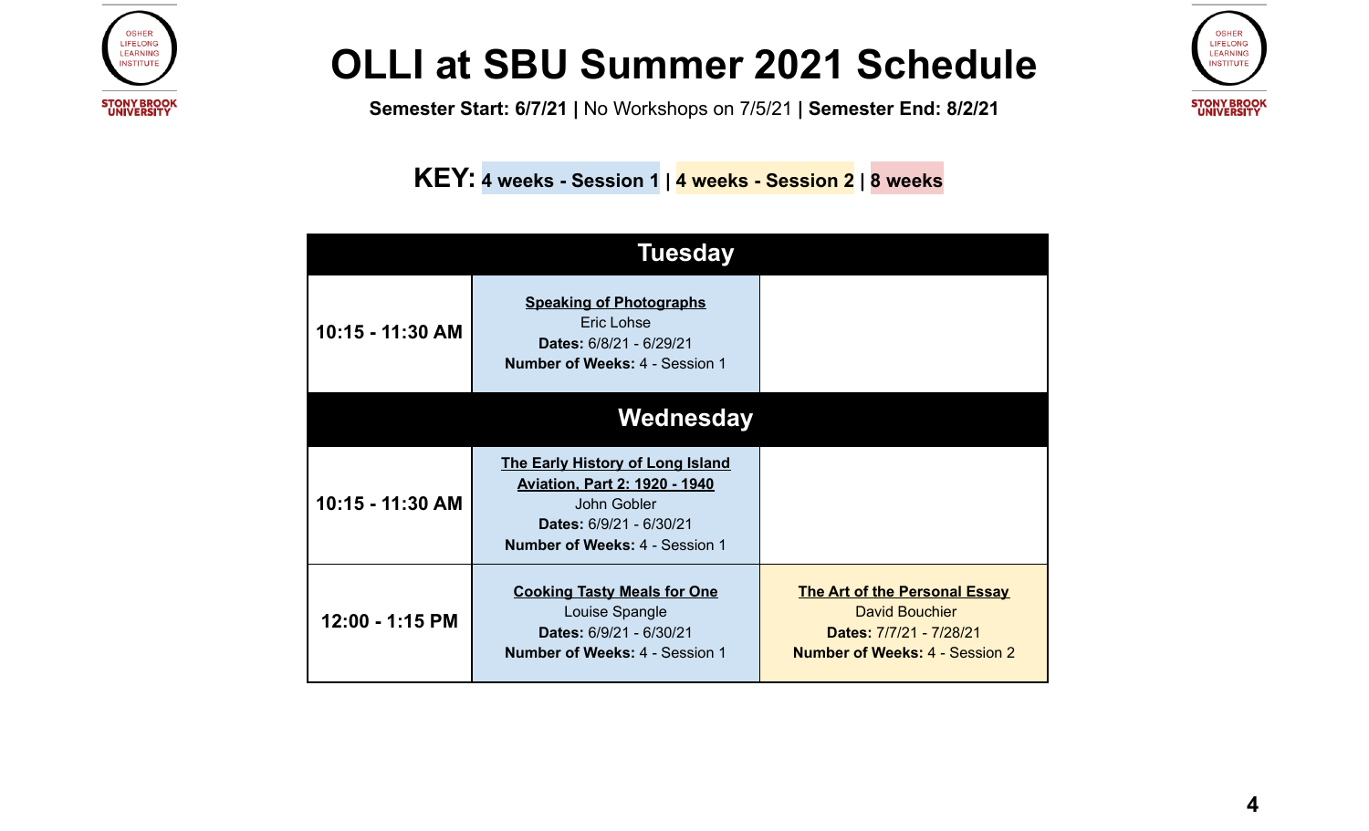# OLLI at SBU Summer 2021 Schedule

**Semester Start: 6/7/21 |** No Workshops on 7/5/21 **| Semester End: 8/2/21**

**KEY: 4 weeks - Session 1 | 4 weeks - Session 2 | 8 weeks**

| Tuesday | | |
|---|---|---|
| **10:15 - 11:30 AM** | **Speaking of Photographs**<br>Eric Lohse<br>**Dates:** 6/8/21 - 6/29/21<br>**Number of Weeks:** 4 - Session 1 | |

| Wednesday | | |
|---|---|---|
| **10:15 - 11:30 AM** | **The Early History of Long Island Aviation, Part 2: 1920 - 1940**<br>John Gobler<br>**Dates:** 6/9/21 - 6/30/21<br>**Number of Weeks:** 4 - Session 1 | |
| **12:00 - 1:15 PM** | **Cooking Tasty Meals for One**<br>Louise Spangle<br>**Dates:** 6/9/21 - 6/30/21<br>**Number of Weeks:** 4 - Session 1 | **The Art of the Personal Essay**<br>David Bouchier<br>**Dates:** 7/7/21 - 7/28/21<br>**Number of Weeks:** 4 - Session 2 |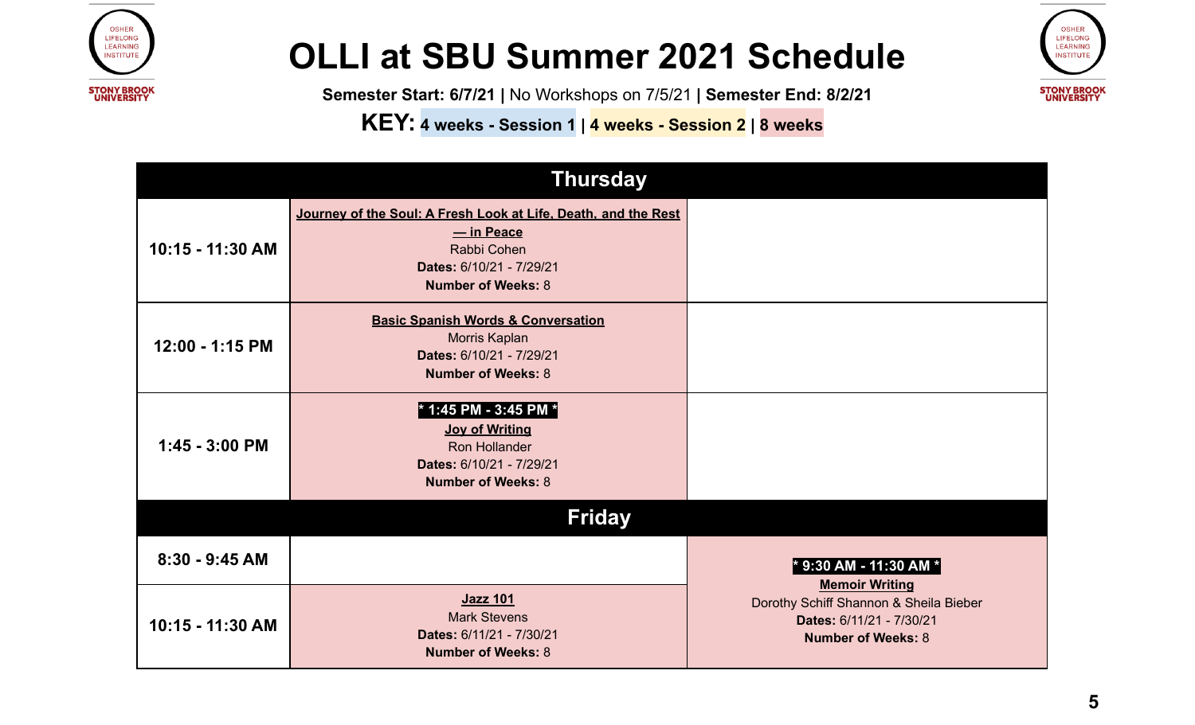# OLLI at SBU Summer 2021 Schedule

**Semester Start: 6/7/21 |** No Workshops on 7/5/21 **| Semester End: 8/2/21**

**KEY: 4 weeks - Session 1 | 4 weeks - Session 2 | 8 weeks**

| Thursday | | |
|---|---|---|
| **10:15 - 11:30 AM** | **Journey of the Soul: A Fresh Look at Life, Death, and the Rest — in Peace**<br>Rabbi Cohen<br>**Dates:** 6/10/21 - 7/29/21<br>**Number of Weeks:** 8 | |
| **12:00 - 1:15 PM** | **Basic Spanish Words & Conversation**<br>Morris Kaplan<br>**Dates:** 6/10/21 - 7/29/21<br>**Number of Weeks:** 8 | |
| **1:45 - 3:00 PM** | **\* 1:45 PM - 3:45 PM \***<br>**Joy of Writing**<br>Ron Hollander<br>**Dates:** 6/10/21 - 7/29/21<br>**Number of Weeks:** 8 | |

| Friday | | |
|---|---|---|
| **8:30 - 9:45 AM** | | **\* 9:30 AM - 11:30 AM \***<br>**Memoir Writing**<br>Dorothy Schiff Shannon & Sheila Bieber<br>**Dates:** 6/11/21 - 7/30/21<br>**Number of Weeks:** 8 |
| **10:15 - 11:30 AM** | **Jazz 101**<br>Mark Stevens<br>**Dates:** 6/11/21 - 7/30/21<br>**Number of Weeks:** 8 | |